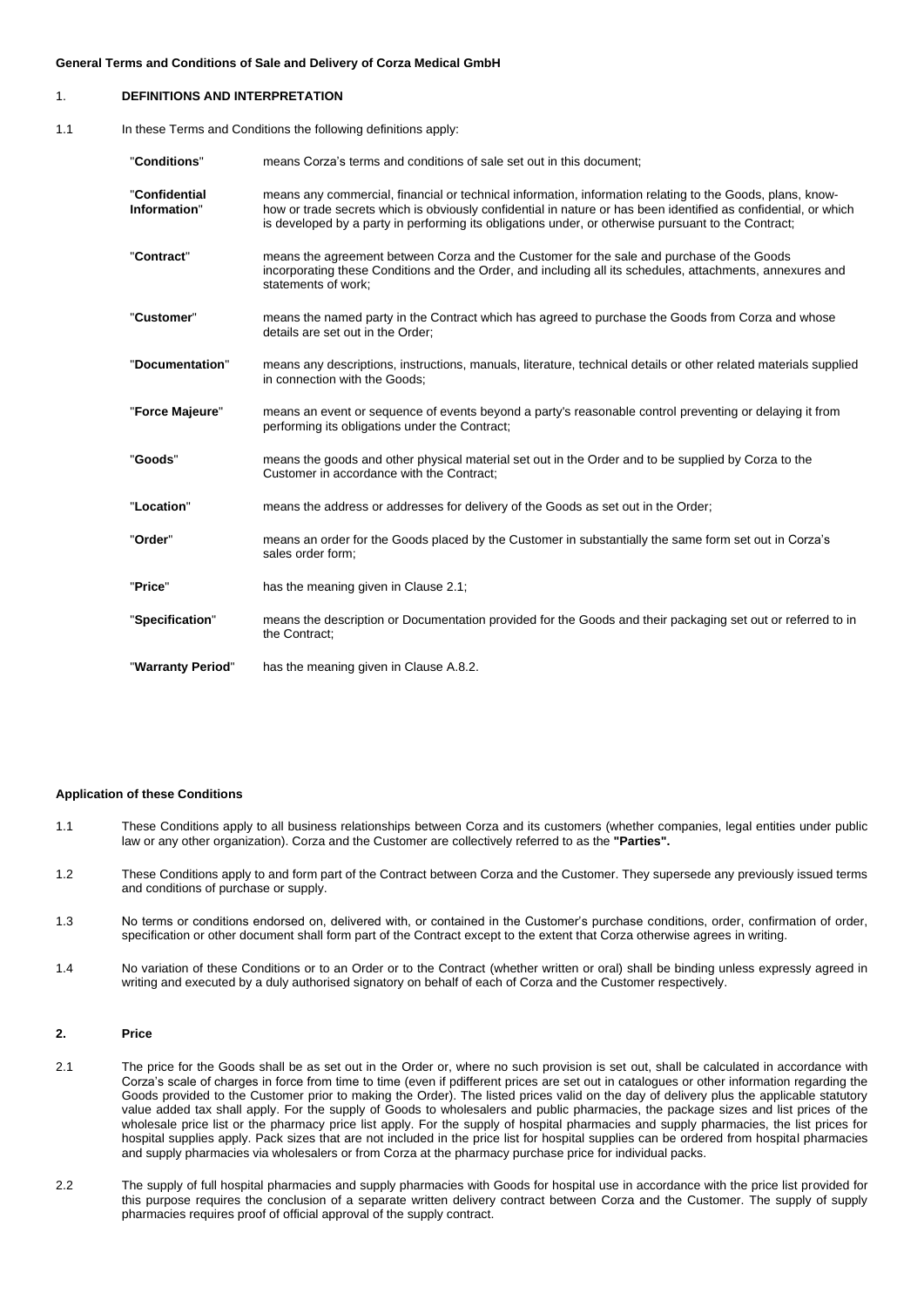**General Terms and Conditions of Sale and Delivery of Corza Medical GmbH**

## 1. DEFINITIONS AND INTERPRETATION

1.1 In these Terms and Conditions the following definitions apply:

| | |
|---|---|
| "**Conditions**" | means Corza's terms and conditions of sale set out in this document; |
| "**Confidential Information**" | means any commercial, financial or technical information, information relating to the Goods, plans, know-how or trade secrets which is obviously confidential in nature or has been identified as confidential, or which is developed by a party in performing its obligations under, or otherwise pursuant to the Contract; |
| "**Contract**" | means the agreement between Corza and the Customer for the sale and purchase of the Goods incorporating these Conditions and the Order, and including all its schedules, attachments, annexures and statements of work; |
| "**Customer**" | means the named party in the Contract which has agreed to purchase the Goods from Corza and whose details are set out in the Order; |
| "**Documentation**" | means any descriptions, instructions, manuals, literature, technical details or other related materials supplied in connection with the Goods; |
| "**Force Majeure**" | means an event or sequence of events beyond a party's reasonable control preventing or delaying it from performing its obligations under the Contract; |
| "**Goods**" | means the goods and other physical material set out in the Order and to be supplied by Corza to the Customer in accordance with the Contract; |
| "**Location**" | means the address or addresses for delivery of the Goods as set out in the Order; |
| "**Order**" | means an order for the Goods placed by the Customer in substantially the same form set out in Corza's sales order form; |
| "**Price**" | has the meaning given in Clause 2.1; |
| "**Specification**" | means the description or Documentation provided for the Goods and their packaging set out or referred to in the Contract; |
| "**Warranty Period**" | has the meaning given in Clause A.8.2. |

**Application of these Conditions**

1.1 These Conditions apply to all business relationships between Corza and its customers (whether companies, legal entities under public law or any other organization). Corza and the Customer are collectively referred to as the **"Parties".**

1.2 These Conditions apply to and form part of the Contract between Corza and the Customer. They supersede any previously issued terms and conditions of purchase or supply.

1.3 No terms or conditions endorsed on, delivered with, or contained in the Customer's purchase conditions, order, confirmation of order, specification or other document shall form part of the Contract except to the extent that Corza otherwise agrees in writing.

1.4 No variation of these Conditions or to an Order or to the Contract (whether written or oral) shall be binding unless expressly agreed in writing and executed by a duly authorised signatory on behalf of each of Corza and the Customer respectively.

## 2. Price

2.1 The price for the Goods shall be as set out in the Order or, where no such provision is set out, shall be calculated in accordance with Corza's scale of charges in force from time to time (even if pdifferent prices are set out in catalogues or other information regarding the Goods provided to the Customer prior to making the Order). The listed prices valid on the day of delivery plus the applicable statutory value added tax shall apply. For the supply of Goods to wholesalers and public pharmacies, the package sizes and list prices of the wholesale price list or the pharmacy price list apply. For the supply of hospital pharmacies and supply pharmacies, the list prices for hospital supplies apply. Pack sizes that are not included in the price list for hospital supplies can be ordered from hospital pharmacies and supply pharmacies via wholesalers or from Corza at the pharmacy purchase price for individual packs.

2.2 The supply of full hospital pharmacies and supply pharmacies with Goods for hospital use in accordance with the price list provided for this purpose requires the conclusion of a separate written delivery contract between Corza and the Customer. The supply of supply pharmacies requires proof of official approval of the supply contract.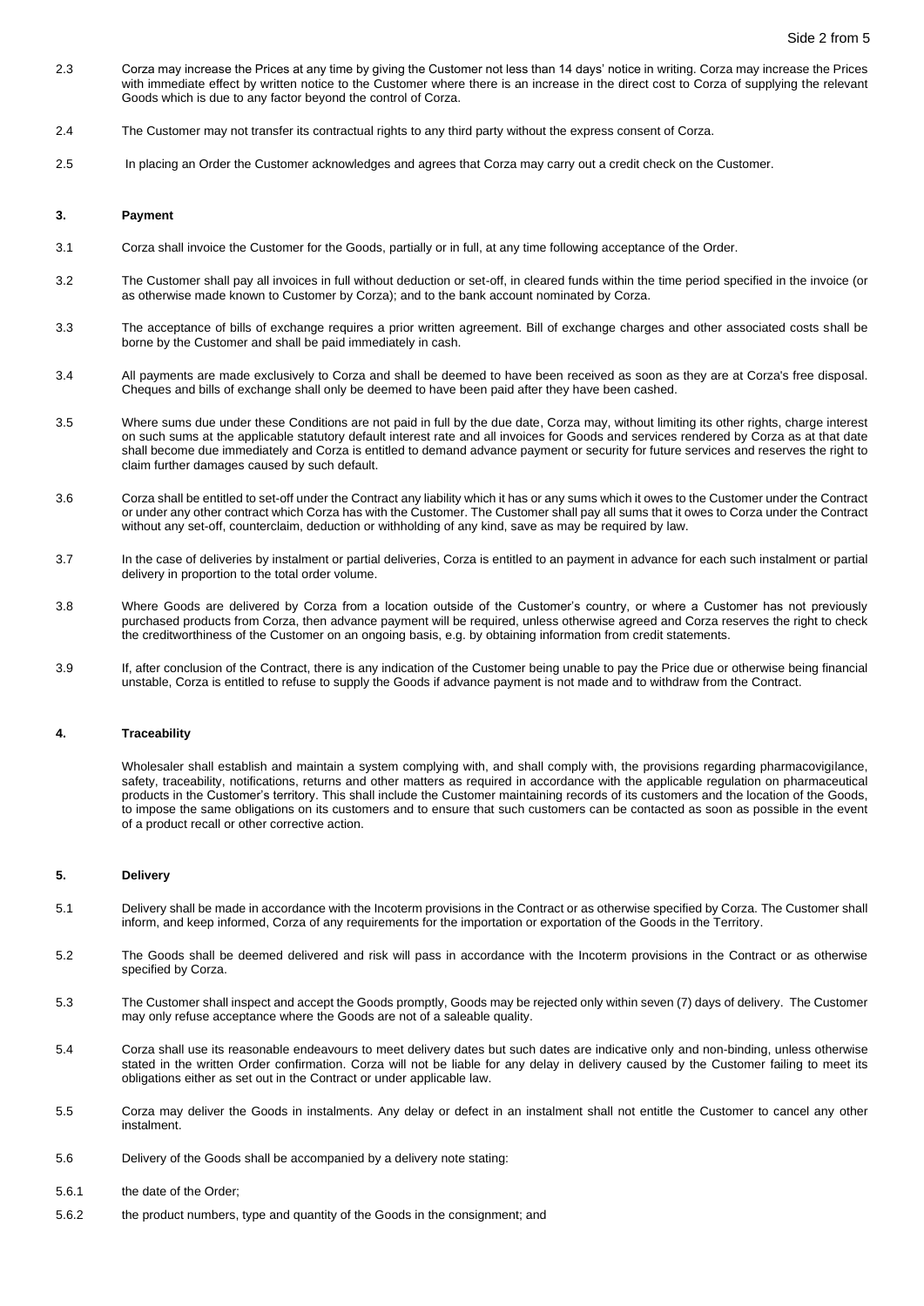2.3 Corza may increase the Prices at any time by giving the Customer not less than 14 days' notice in writing. Corza may increase the Prices with immediate effect by written notice to the Customer where there is an increase in the direct cost to Corza of supplying the relevant Goods which is due to any factor beyond the control of Corza.

2.4 The Customer may not transfer its contractual rights to any third party without the express consent of Corza.

2.5 In placing an Order the Customer acknowledges and agrees that Corza may carry out a credit check on the Customer.

## 3. Payment

3.1 Corza shall invoice the Customer for the Goods, partially or in full, at any time following acceptance of the Order.

3.2 The Customer shall pay all invoices in full without deduction or set-off, in cleared funds within the time period specified in the invoice (or as otherwise made known to Customer by Corza); and to the bank account nominated by Corza.

3.3 The acceptance of bills of exchange requires a prior written agreement. Bill of exchange charges and other associated costs shall be borne by the Customer and shall be paid immediately in cash.

3.4 All payments are made exclusively to Corza and shall be deemed to have been received as soon as they are at Corza's free disposal. Cheques and bills of exchange shall only be deemed to have been paid after they have been cashed.

3.5 Where sums due under these Conditions are not paid in full by the due date, Corza may, without limiting its other rights, charge interest on such sums at the applicable statutory default interest rate and all invoices for Goods and services rendered by Corza as at that date shall become due immediately and Corza is entitled to demand advance payment or security for future services and reserves the right to claim further damages caused by such default.

3.6 Corza shall be entitled to set-off under the Contract any liability which it has or any sums which it owes to the Customer under the Contract or under any other contract which Corza has with the Customer. The Customer shall pay all sums that it owes to Corza under the Contract without any set-off, counterclaim, deduction or withholding of any kind, save as may be required by law.

3.7 In the case of deliveries by instalment or partial deliveries, Corza is entitled to an payment in advance for each such instalment or partial delivery in proportion to the total order volume.

3.8 Where Goods are delivered by Corza from a location outside of the Customer's country, or where a Customer has not previously purchased products from Corza, then advance payment will be required, unless otherwise agreed and Corza reserves the right to check the creditworthiness of the Customer on an ongoing basis, e.g. by obtaining information from credit statements.

3.9 If, after conclusion of the Contract, there is any indication of the Customer being unable to pay the Price due or otherwise being financial unstable, Corza is entitled to refuse to supply the Goods if advance payment is not made and to withdraw from the Contract.

## 4. Traceability

Wholesaler shall establish and maintain a system complying with, and shall comply with, the provisions regarding pharmacovigilance, safety, traceability, notifications, returns and other matters as required in accordance with the applicable regulation on pharmaceutical products in the Customer's territory. This shall include the Customer maintaining records of its customers and the location of the Goods, to impose the same obligations on its customers and to ensure that such customers can be contacted as soon as possible in the event of a product recall or other corrective action.

## 5. Delivery

5.1 Delivery shall be made in accordance with the Incoterm provisions in the Contract or as otherwise specified by Corza. The Customer shall inform, and keep informed, Corza of any requirements for the importation or exportation of the Goods in the Territory.

5.2 The Goods shall be deemed delivered and risk will pass in accordance with the Incoterm provisions in the Contract or as otherwise specified by Corza.

5.3 The Customer shall inspect and accept the Goods promptly, Goods may be rejected only within seven (7) days of delivery. The Customer may only refuse acceptance where the Goods are not of a saleable quality.

5.4 Corza shall use its reasonable endeavours to meet delivery dates but such dates are indicative only and non-binding, unless otherwise stated in the written Order confirmation. Corza will not be liable for any delay in delivery caused by the Customer failing to meet its obligations either as set out in the Contract or under applicable law.

5.5 Corza may deliver the Goods in instalments. Any delay or defect in an instalment shall not entitle the Customer to cancel any other instalment.

5.6 Delivery of the Goods shall be accompanied by a delivery note stating:

5.6.1 the date of the Order;

5.6.2 the product numbers, type and quantity of the Goods in the consignment; and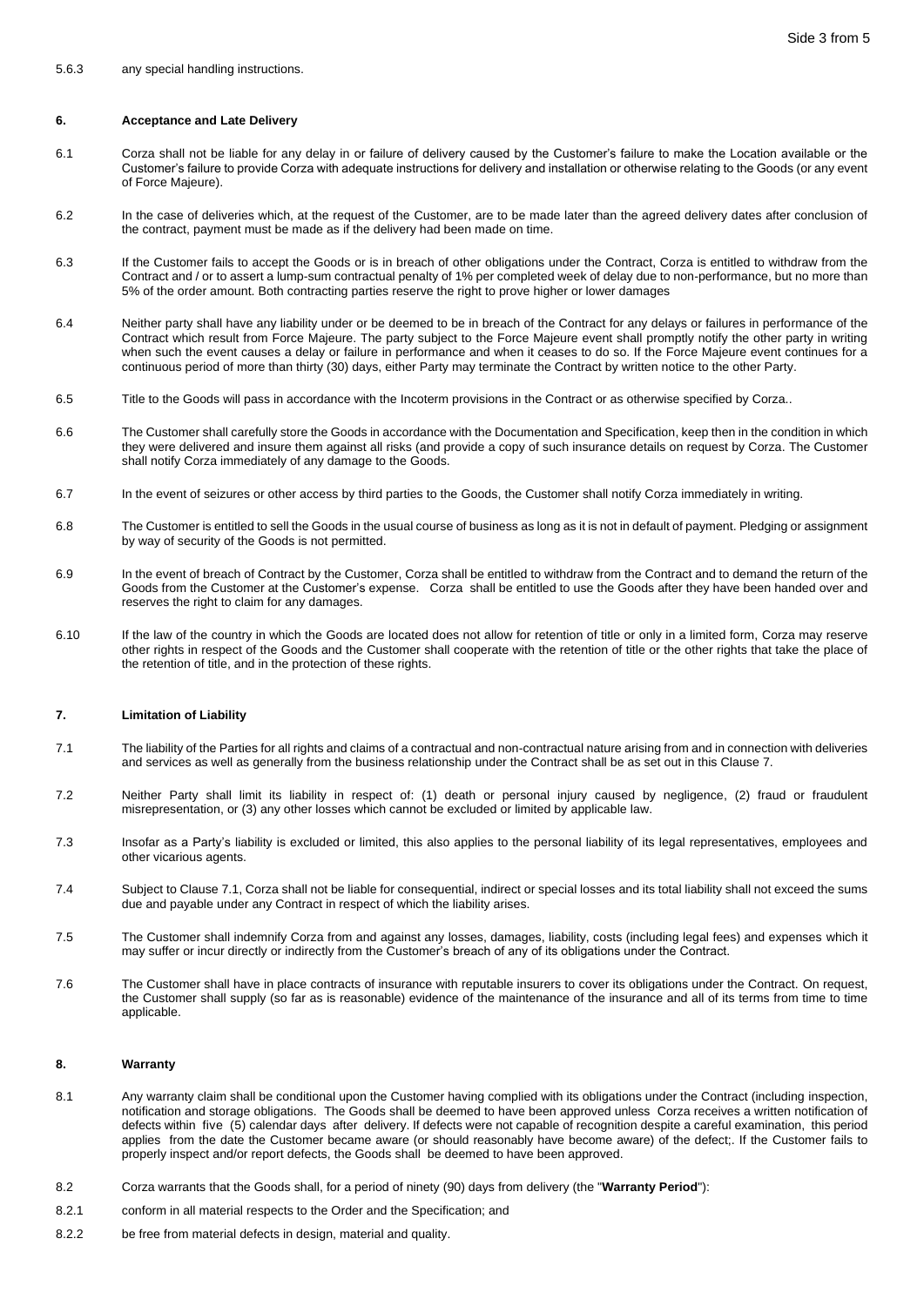5.6.3 any special handling instructions.

## 6. Acceptance and Late Delivery

6.1 Corza shall not be liable for any delay in or failure of delivery caused by the Customer's failure to make the Location available or the Customer's failure to provide Corza with adequate instructions for delivery and installation or otherwise relating to the Goods (or any event of Force Majeure).

6.2 In the case of deliveries which, at the request of the Customer, are to be made later than the agreed delivery dates after conclusion of the contract, payment must be made as if the delivery had been made on time.

6.3 If the Customer fails to accept the Goods or is in breach of other obligations under the Contract, Corza is entitled to withdraw from the Contract and / or to assert a lump-sum contractual penalty of 1% per completed week of delay due to non-performance, but no more than 5% of the order amount. Both contracting parties reserve the right to prove higher or lower damages

6.4 Neither party shall have any liability under or be deemed to be in breach of the Contract for any delays or failures in performance of the Contract which result from Force Majeure. The party subject to the Force Majeure event shall promptly notify the other party in writing when such the event causes a delay or failure in performance and when it ceases to do so. If the Force Majeure event continues for a continuous period of more than thirty (30) days, either Party may terminate the Contract by written notice to the other Party.

6.5 Title to the Goods will pass in accordance with the Incoterm provisions in the Contract or as otherwise specified by Corza..

6.6 The Customer shall carefully store the Goods in accordance with the Documentation and Specification, keep then in the condition in which they were delivered and insure them against all risks (and provide a copy of such insurance details on request by Corza. The Customer shall notify Corza immediately of any damage to the Goods.

6.7 In the event of seizures or other access by third parties to the Goods, the Customer shall notify Corza immediately in writing.

6.8 The Customer is entitled to sell the Goods in the usual course of business as long as it is not in default of payment. Pledging or assignment by way of security of the Goods is not permitted.

6.9 In the event of breach of Contract by the Customer, Corza shall be entitled to withdraw from the Contract and to demand the return of the Goods from the Customer at the Customer's expense. Corza shall be entitled to use the Goods after they have been handed over and reserves the right to claim for any damages.

6.10 If the law of the country in which the Goods are located does not allow for retention of title or only in a limited form, Corza may reserve other rights in respect of the Goods and the Customer shall cooperate with the retention of title or the other rights that take the place of the retention of title, and in the protection of these rights.

## 7. Limitation of Liability

7.1 The liability of the Parties for all rights and claims of a contractual and non-contractual nature arising from and in connection with deliveries and services as well as generally from the business relationship under the Contract shall be as set out in this Clause 7.

7.2 Neither Party shall limit its liability in respect of: (1) death or personal injury caused by negligence, (2) fraud or fraudulent misrepresentation, or (3) any other losses which cannot be excluded or limited by applicable law.

7.3 Insofar as a Party's liability is excluded or limited, this also applies to the personal liability of its legal representatives, employees and other vicarious agents.

7.4 Subject to Clause 7.1, Corza shall not be liable for consequential, indirect or special losses and its total liability shall not exceed the sums due and payable under any Contract in respect of which the liability arises.

7.5 The Customer shall indemnify Corza from and against any losses, damages, liability, costs (including legal fees) and expenses which it may suffer or incur directly or indirectly from the Customer's breach of any of its obligations under the Contract.

7.6 The Customer shall have in place contracts of insurance with reputable insurers to cover its obligations under the Contract. On request, the Customer shall supply (so far as is reasonable) evidence of the maintenance of the insurance and all of its terms from time to time applicable.

## 8. Warranty

8.1 Any warranty claim shall be conditional upon the Customer having complied with its obligations under the Contract (including inspection, notification and storage obligations. The Goods shall be deemed to have been approved unless Corza receives a written notification of defects within five (5) calendar days after delivery. If defects were not capable of recognition despite a careful examination, this period applies from the date the Customer became aware (or should reasonably have become aware) of the defect;. If the Customer fails to properly inspect and/or report defects, the Goods shall be deemed to have been approved.

8.2 Corza warrants that the Goods shall, for a period of ninety (90) days from delivery (the "**Warranty Period**"):

8.2.1 conform in all material respects to the Order and the Specification; and

8.2.2 be free from material defects in design, material and quality.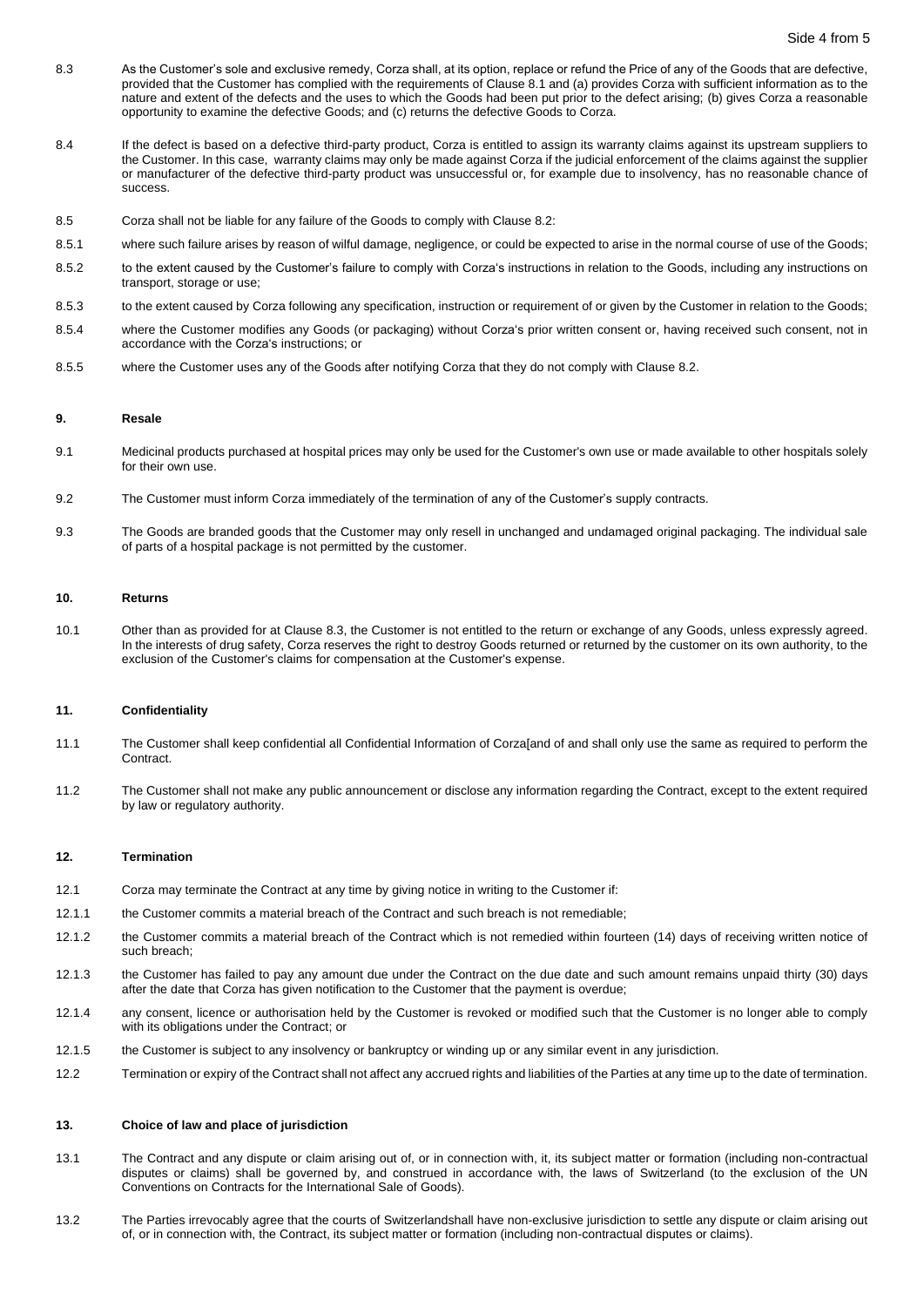8.3 As the Customer's sole and exclusive remedy, Corza shall, at its option, replace or refund the Price of any of the Goods that are defective, provided that the Customer has complied with the requirements of Clause 8.1 and (a) provides Corza with sufficient information as to the nature and extent of the defects and the uses to which the Goods had been put prior to the defect arising; (b) gives Corza a reasonable opportunity to examine the defective Goods; and (c) returns the defective Goods to Corza.

8.4 If the defect is based on a defective third-party product, Corza is entitled to assign its warranty claims against its upstream suppliers to the Customer. In this case, warranty claims may only be made against Corza if the judicial enforcement of the claims against the supplier or manufacturer of the defective third-party product was unsuccessful or, for example due to insolvency, has no reasonable chance of success.

8.5 Corza shall not be liable for any failure of the Goods to comply with Clause 8.2:

8.5.1 where such failure arises by reason of wilful damage, negligence, or could be expected to arise in the normal course of use of the Goods;

8.5.2 to the extent caused by the Customer's failure to comply with Corza's instructions in relation to the Goods, including any instructions on transport, storage or use;

8.5.3 to the extent caused by Corza following any specification, instruction or requirement of or given by the Customer in relation to the Goods;

8.5.4 where the Customer modifies any Goods (or packaging) without Corza's prior written consent or, having received such consent, not in accordance with the Corza's instructions; or

8.5.5 where the Customer uses any of the Goods after notifying Corza that they do not comply with Clause 8.2.

## 9. Resale

9.1 Medicinal products purchased at hospital prices may only be used for the Customer's own use or made available to other hospitals solely for their own use.

9.2 The Customer must inform Corza immediately of the termination of any of the Customer's supply contracts.

9.3 The Goods are branded goods that the Customer may only resell in unchanged and undamaged original packaging. The individual sale of parts of a hospital package is not permitted by the customer.

## 10. Returns

10.1 Other than as provided for at Clause 8.3, the Customer is not entitled to the return or exchange of any Goods, unless expressly agreed. In the interests of drug safety, Corza reserves the right to destroy Goods returned or returned by the customer on its own authority, to the exclusion of the Customer's claims for compensation at the Customer's expense.

## 11. Confidentiality

11.1 The Customer shall keep confidential all Confidential Information of Corza[and of and shall only use the same as required to perform the Contract.

11.2 The Customer shall not make any public announcement or disclose any information regarding the Contract, except to the extent required by law or regulatory authority.

## 12. Termination

12.1 Corza may terminate the Contract at any time by giving notice in writing to the Customer if:

12.1.1 the Customer commits a material breach of the Contract and such breach is not remediable;

12.1.2 the Customer commits a material breach of the Contract which is not remedied within fourteen (14) days of receiving written notice of such breach;

12.1.3 the Customer has failed to pay any amount due under the Contract on the due date and such amount remains unpaid thirty (30) days after the date that Corza has given notification to the Customer that the payment is overdue;

12.1.4 any consent, licence or authorisation held by the Customer is revoked or modified such that the Customer is no longer able to comply with its obligations under the Contract; or

12.1.5 the Customer is subject to any insolvency or bankruptcy or winding up or any similar event in any jurisdiction.

12.2 Termination or expiry of the Contract shall not affect any accrued rights and liabilities of the Parties at any time up to the date of termination.

## 13. Choice of law and place of jurisdiction

13.1 The Contract and any dispute or claim arising out of, or in connection with, it, its subject matter or formation (including non-contractual disputes or claims) shall be governed by, and construed in accordance with, the laws of Switzerland (to the exclusion of the UN Conventions on Contracts for the International Sale of Goods).

13.2 The Parties irrevocably agree that the courts of Switzerlandshall have non-exclusive jurisdiction to settle any dispute or claim arising out of, or in connection with, the Contract, its subject matter or formation (including non-contractual disputes or claims).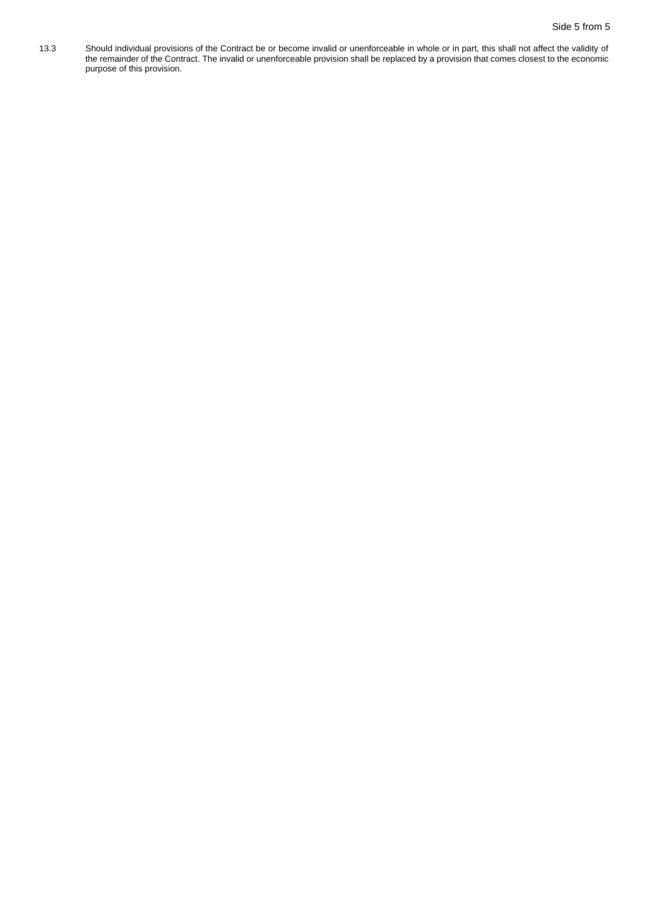13.3 Should individual provisions of the Contract be or become invalid or unenforceable in whole or in part, this shall not affect the validity of the remainder of the Contract. The invalid or unenforceable provision shall be replaced by a provision that comes closest to the economic purpose of this provision.